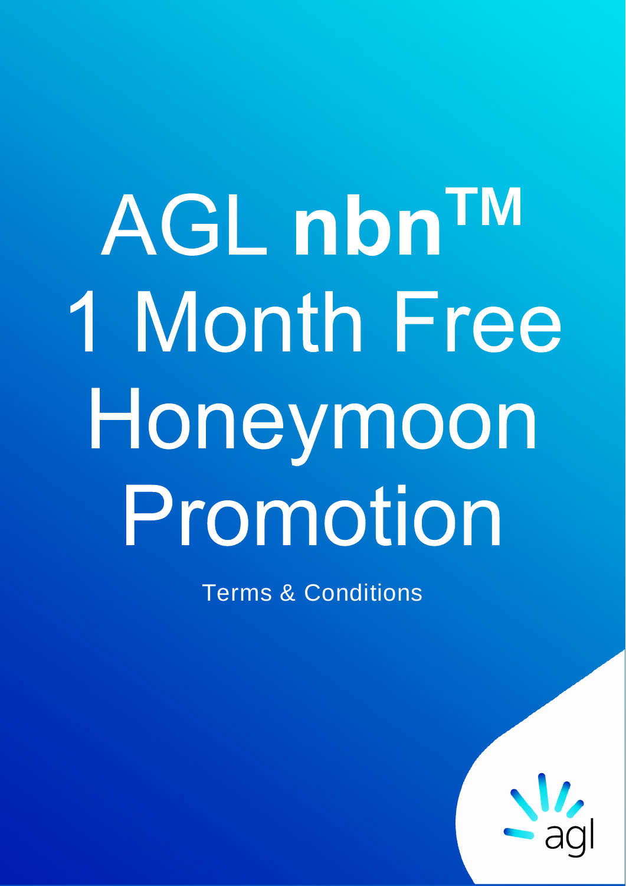# AGL **nbn**™ 1 Month Free Honeymoon Promotion

Terms & Conditions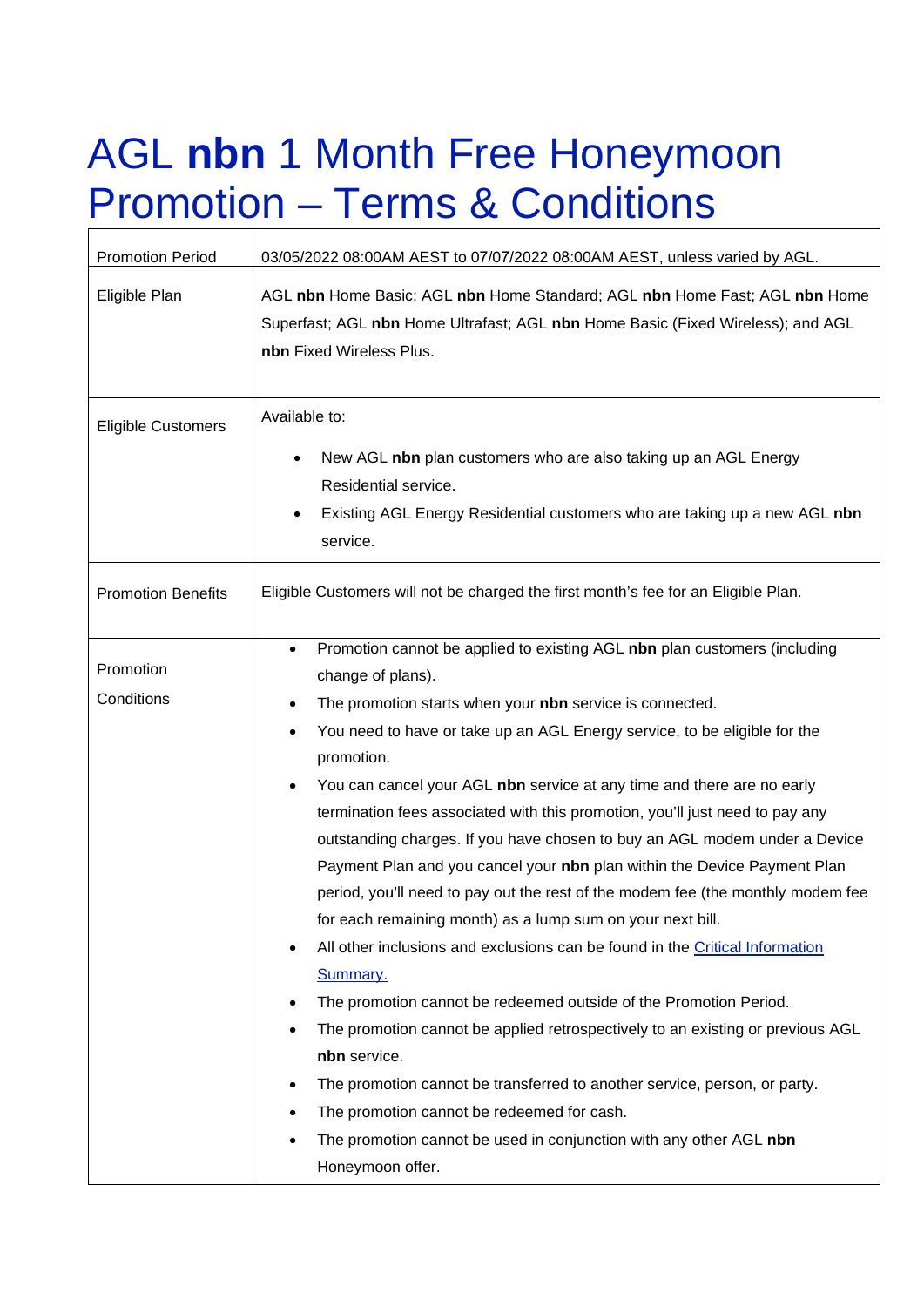# AGL **nbn** 1 Month Free Honeymoon Promotion – Terms & Conditions

| Promotion Period | 03/05/2022 08:00AM AEST to 07/07/2022 08:00AM AEST, unless varied by AGL. |
| --- | --- |
| Eligible Plan | AGL **nbn** Home Basic; AGL **nbn** Home Standard; AGL **nbn** Home Fast; AGL **nbn** Home Superfast; AGL **nbn** Home Ultrafast; AGL **nbn** Home Basic (Fixed Wireless); and AGL **nbn** Fixed Wireless Plus. |
| Eligible Customers | Available to:<br>• New AGL **nbn** plan customers who are also taking up an AGL Energy Residential service.<br>• Existing AGL Energy Residential customers who are taking up a new AGL **nbn** service. |
| Promotion Benefits | Eligible Customers will not be charged the first month's fee for an Eligible Plan. |
| Promotion Conditions | • Promotion cannot be applied to existing AGL **nbn** plan customers (including change of plans).<br>• The promotion starts when your **nbn** service is connected.<br>• You need to have or take up an AGL Energy service, to be eligible for the promotion.<br>• You can cancel your AGL **nbn** service at any time and there are no early termination fees associated with this promotion, you'll just need to pay any outstanding charges. If you have chosen to buy an AGL modem under a Device Payment Plan and you cancel your **nbn** plan within the Device Payment Plan period, you'll need to pay out the rest of the modem fee (the monthly modem fee for each remaining month) as a lump sum on your next bill.<br>• All other inclusions and exclusions can be found in the Critical Information Summary.<br>• The promotion cannot be redeemed outside of the Promotion Period.<br>• The promotion cannot be applied retrospectively to an existing or previous AGL **nbn** service.<br>• The promotion cannot be transferred to another service, person, or party.<br>• The promotion cannot be redeemed for cash.<br>• The promotion cannot be used in conjunction with any other AGL **nbn** Honeymoon offer. |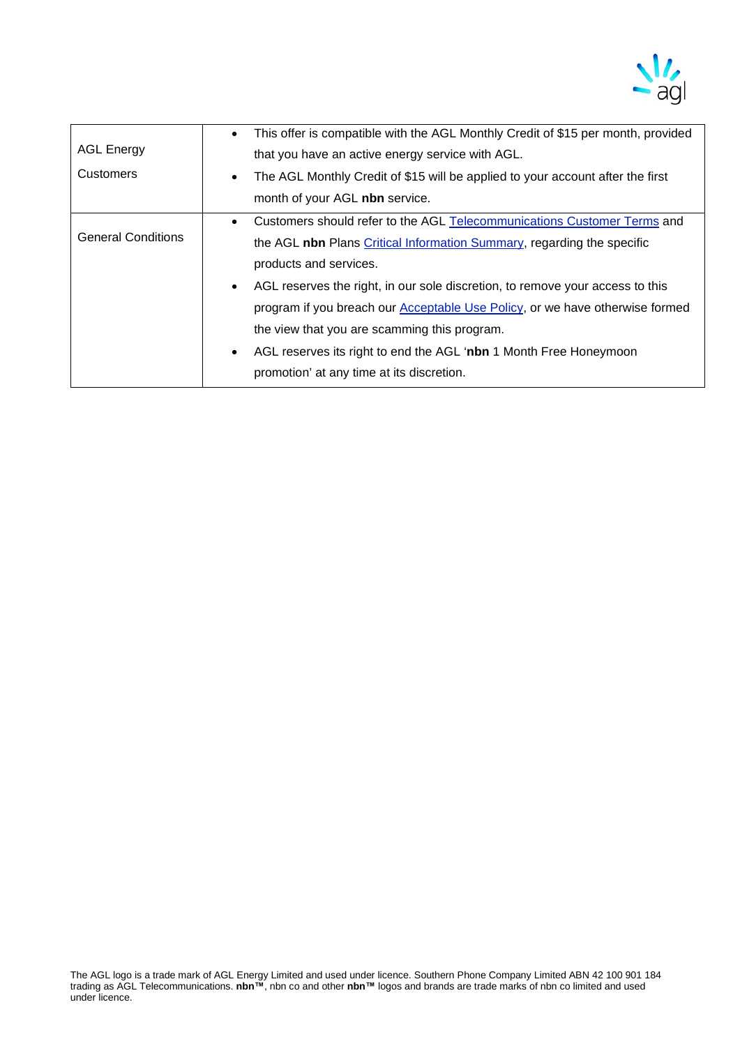| | |
|---|---|
| AGL Energy Customers | • This offer is compatible with the AGL Monthly Credit of $15 per month, provided that you have an active energy service with AGL.<br>• The AGL Monthly Credit of $15 will be applied to your account after the first month of your AGL **nbn** service. |
| General Conditions | • Customers should refer to the AGL Telecommunications Customer Terms and the AGL **nbn** Plans Critical Information Summary, regarding the specific products and services.<br>• AGL reserves the right, in our sole discretion, to remove your access to this program if you breach our Acceptable Use Policy, or we have otherwise formed the view that you are scamming this program.<br>• AGL reserves its right to end the AGL '**nbn** 1 Month Free Honeymoon promotion' at any time at its discretion. |

The AGL logo is a trade mark of AGL Energy Limited and used under licence. Southern Phone Company Limited ABN 42 100 901 184 trading as AGL Telecommunications. **nbn™**, nbn co and other **nbn™** logos and brands are trade marks of nbn co limited and used under licence.